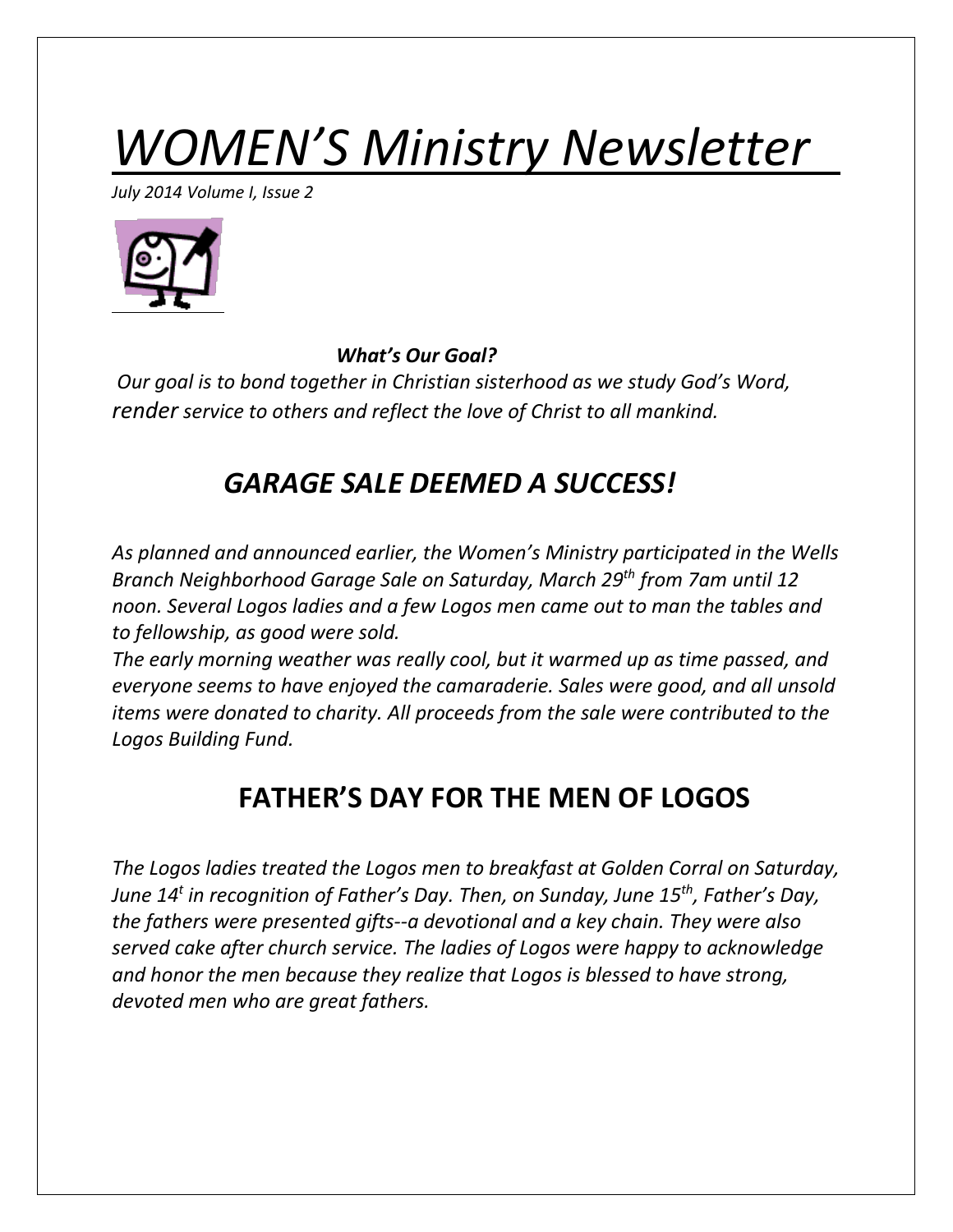# *WOMEN'S Ministry Newsletter*

*July 2014 Volume I, Issue 2*

***What's Our Goal?***

*Our goal is to bond together in Christian sisterhood as we study God's Word, render service to others and reflect the love of Christ to all mankind.*

## *GARAGE SALE DEEMED A SUCCESS!*

*As planned and announced earlier, the Women's Ministry participated in the Wells Branch Neighborhood Garage Sale on Saturday, March 29th from 7am until 12 noon. Several Logos ladies and a few Logos men came out to man the tables and to fellowship, as good were sold.*

*The early morning weather was really cool, but it warmed up as time passed, and everyone seems to have enjoyed the camaraderie. Sales were good, and all unsold items were donated to charity. All proceeds from the sale were contributed to the Logos Building Fund.*

## FATHER'S DAY FOR THE MEN OF LOGOS

*The Logos ladies treated the Logos men to breakfast at Golden Corral on Saturday, June 14t in recognition of Father's Day. Then, on Sunday, June 15th, Father's Day, the fathers were presented gifts--a devotional and a key chain. They were also served cake after church service. The ladies of Logos were happy to acknowledge and honor the men because they realize that Logos is blessed to have strong, devoted men who are great fathers.*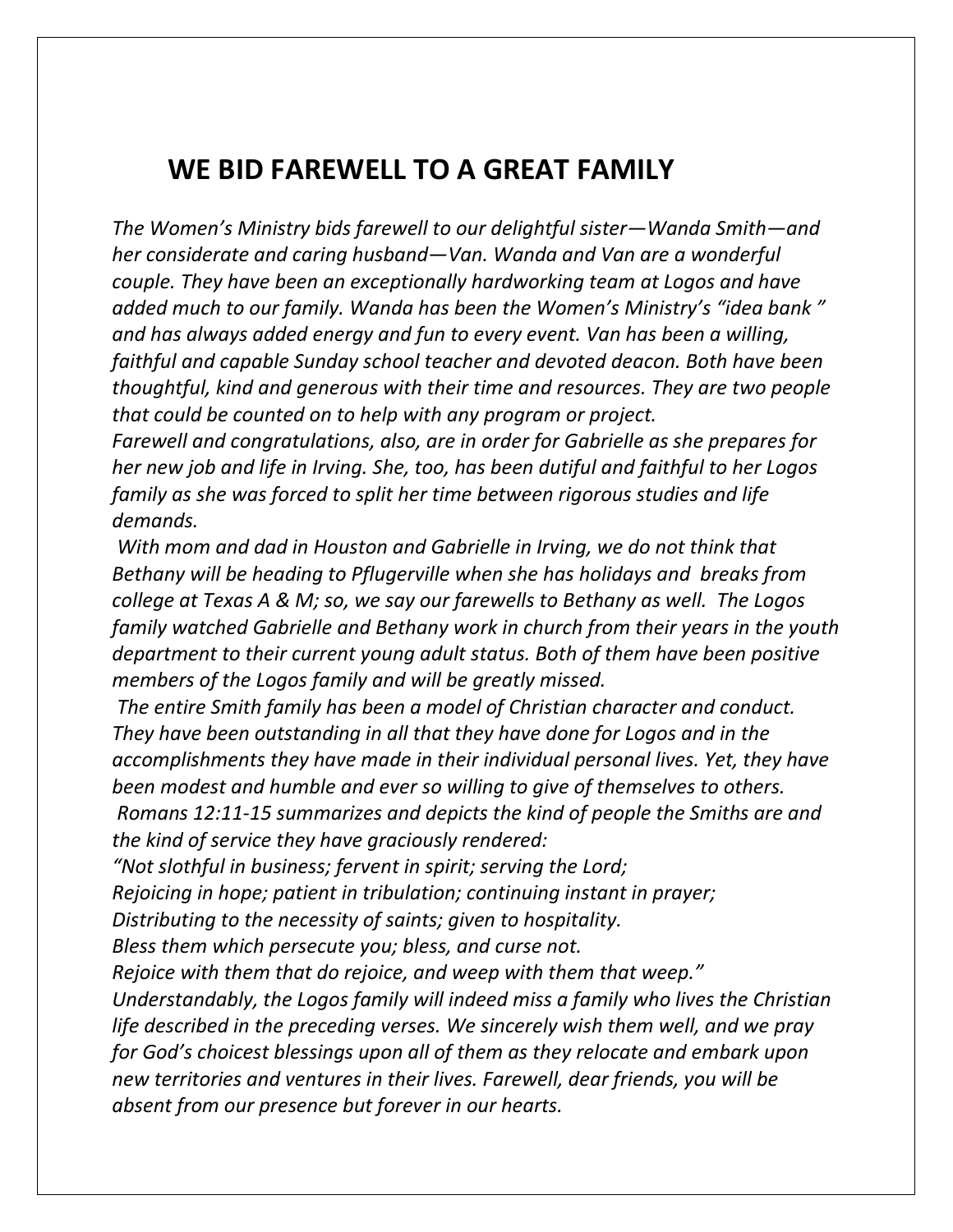## WE BID FAREWELL TO A GREAT FAMILY

*The Women's Ministry bids farewell to our delightful sister—Wanda Smith—and her considerate and caring husband—Van. Wanda and Van are a wonderful couple. They have been an exceptionally hardworking team at Logos and have added much to our family. Wanda has been the Women's Ministry's "idea bank" and has always added energy and fun to every event. Van has been a willing, faithful and capable Sunday school teacher and devoted deacon. Both have been thoughtful, kind and generous with their time and resources. They are two people that could be counted on to help with any program or project.*

*Farewell and congratulations, also, are in order for Gabrielle as she prepares for her new job and life in Irving. She, too, has been dutiful and faithful to her Logos family as she was forced to split her time between rigorous studies and life demands.*

*With mom and dad in Houston and Gabrielle in Irving, we do not think that Bethany will be heading to Pflugerville when she has holidays and breaks from college at Texas A & M; so, we say our farewells to Bethany as well. The Logos family watched Gabrielle and Bethany work in church from their years in the youth department to their current young adult status. Both of them have been positive members of the Logos family and will be greatly missed.*

*The entire Smith family has been a model of Christian character and conduct. They have been outstanding in all that they have done for Logos and in the accomplishments they have made in their individual personal lives. Yet, they have been modest and humble and ever so willing to give of themselves to others.*

*Romans 12:11-15 summarizes and depicts the kind of people the Smiths are and the kind of service they have graciously rendered:*

*"Not slothful in business; fervent in spirit; serving the Lord;*
*Rejoicing in hope; patient in tribulation; continuing instant in prayer;*
*Distributing to the necessity of saints; given to hospitality.*
*Bless them which persecute you; bless, and curse not.*
*Rejoice with them that do rejoice, and weep with them that weep."*

*Understandably, the Logos family will indeed miss a family who lives the Christian life described in the preceding verses. We sincerely wish them well, and we pray for God's choicest blessings upon all of them as they relocate and embark upon new territories and ventures in their lives. Farewell, dear friends, you will be absent from our presence but forever in our hearts.*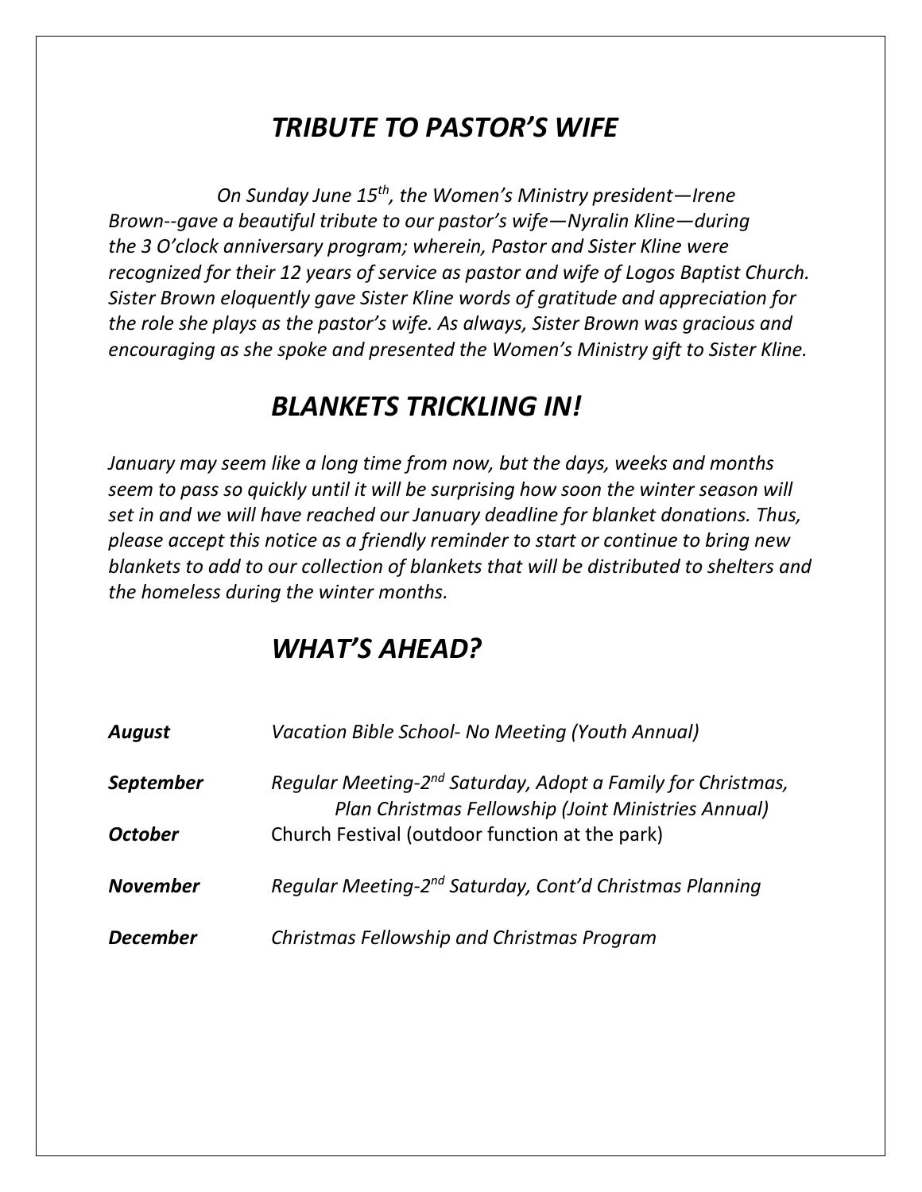## *TRIBUTE TO PASTOR'S WIFE*

*On Sunday June 15th, the Women's Ministry president—Irene Brown--gave a beautiful tribute to our pastor's wife—Nyralin Kline—during the 3 O'clock anniversary program; wherein, Pastor and Sister Kline were recognized for their 12 years of service as pastor and wife of Logos Baptist Church. Sister Brown eloquently gave Sister Kline words of gratitude and appreciation for the role she plays as the pastor's wife. As always, Sister Brown was gracious and encouraging as she spoke and presented the Women's Ministry gift to Sister Kline.*

## *BLANKETS TRICKLING IN!*

*January may seem like a long time from now, but the days, weeks and months seem to pass so quickly until it will be surprising how soon the winter season will set in and we will have reached our January deadline for blanket donations. Thus, please accept this notice as a friendly reminder to start or continue to bring new blankets to add to our collection of blankets that will be distributed to shelters and the homeless during the winter months.*

## *WHAT'S AHEAD?*

| | |
|---|---|
| ***August*** | *Vacation Bible School- No Meeting (Youth Annual)* |
| ***September*** | *Regular Meeting-2nd Saturday, Adopt a Family for Christmas, Plan Christmas Fellowship (Joint Ministries Annual)* |
| ***October*** | Church Festival (outdoor function at the park) |
| ***November*** | *Regular Meeting-2nd Saturday, Cont'd Christmas Planning* |
| ***December*** | *Christmas Fellowship and Christmas Program* |